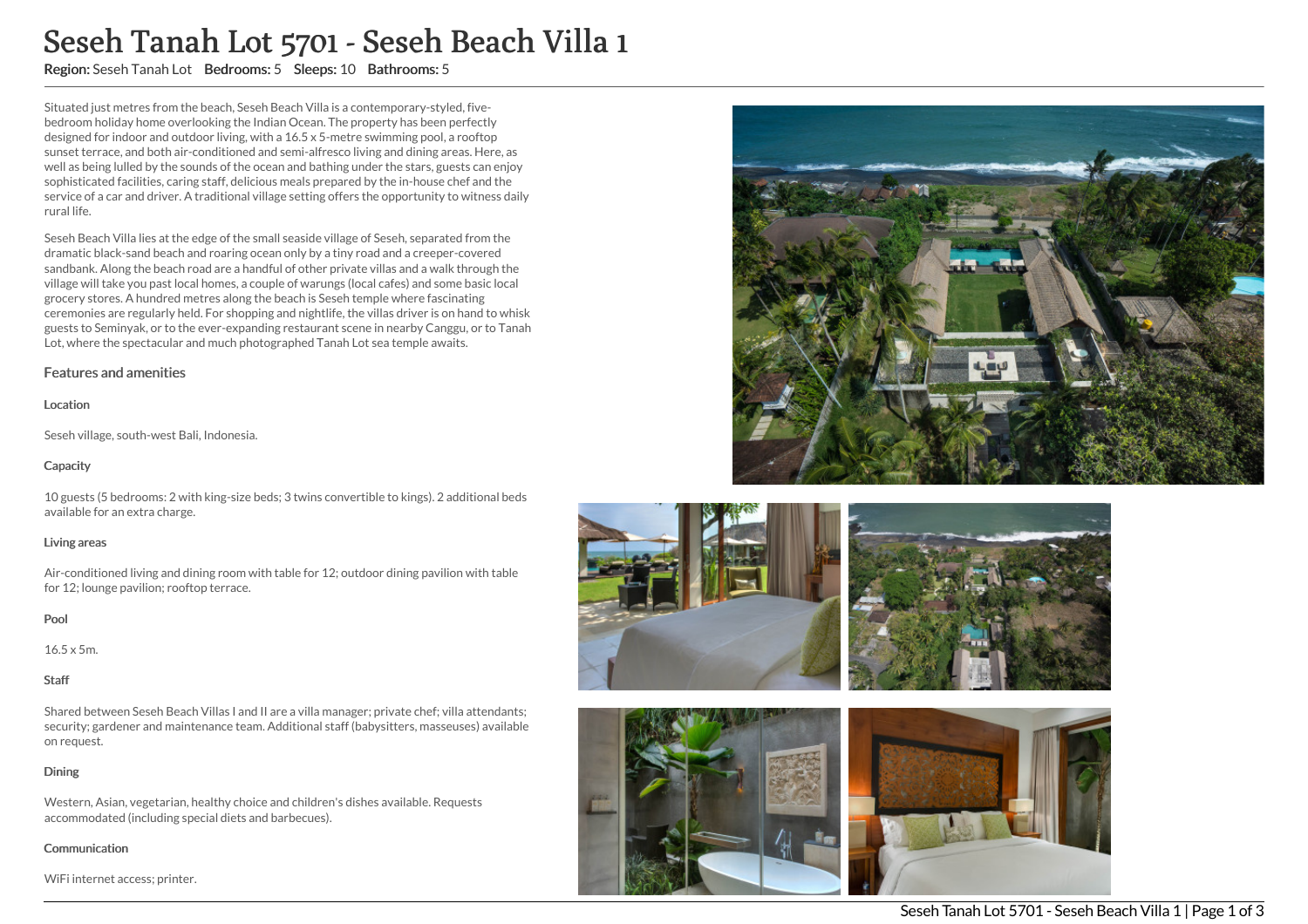# Seseh Tanah Lot 5701 - Seseh Beach Villa 1

**Region:** Seseh Tanah Lot **Bedrooms:** 5 **Sleeps:** 10 **Bathrooms:** 5

Situated just metres from the beach, Seseh Beach Villa is a contemporary-styled, five-bedroom holiday home overlooking the Indian Ocean. The property has been perfectly designed for indoor and outdoor living, with a 16.5 x 5-metre swimming pool, a rooftop sunset terrace, and both air-conditioned and semi-alfresco living and dining areas. Here, as well as being lulled by the sounds of the ocean and bathing under the stars, guests can enjoy sophisticated facilities, caring staff, delicious meals prepared by the in-house chef and the service of a car and driver. A traditional village setting offers the opportunity to witness daily rural life.

Seseh Beach Villa lies at the edge of the small seaside village of Seseh, separated from the dramatic black-sand beach and roaring ocean only by a tiny road and a creeper-covered sandbank. Along the beach road are a handful of other private villas and a walk through the village will take you past local homes, a couple of warungs (local cafes) and some basic local grocery stores. A hundred metres along the beach is Seseh temple where fascinating ceremonies are regularly held. For shopping and nightlife, the villas driver is on hand to whisk guests to Seminyak, or to the ever-expanding restaurant scene in nearby Canggu, or to Tanah Lot, where the spectacular and much photographed Tanah Lot sea temple awaits.

## Features and amenities

### Location

Seseh village, south-west Bali, Indonesia.

### Capacity

10 guests (5 bedrooms: 2 with king-size beds; 3 twins convertible to kings). 2 additional beds available for an extra charge.

### Living areas

Air-conditioned living and dining room with table for 12; outdoor dining pavilion with table for 12; lounge pavilion; rooftop terrace.

### Pool

16.5 x 5m.

### Staff

Shared between Seseh Beach Villas I and II are a villa manager; private chef; villa attendants; security; gardener and maintenance team. Additional staff (babysitters, masseuses) available on request.

### Dining

Western, Asian, vegetarian, healthy choice and children's dishes available. Requests accommodated (including special diets and barbecues).

### Communication

WiFi internet access; printer.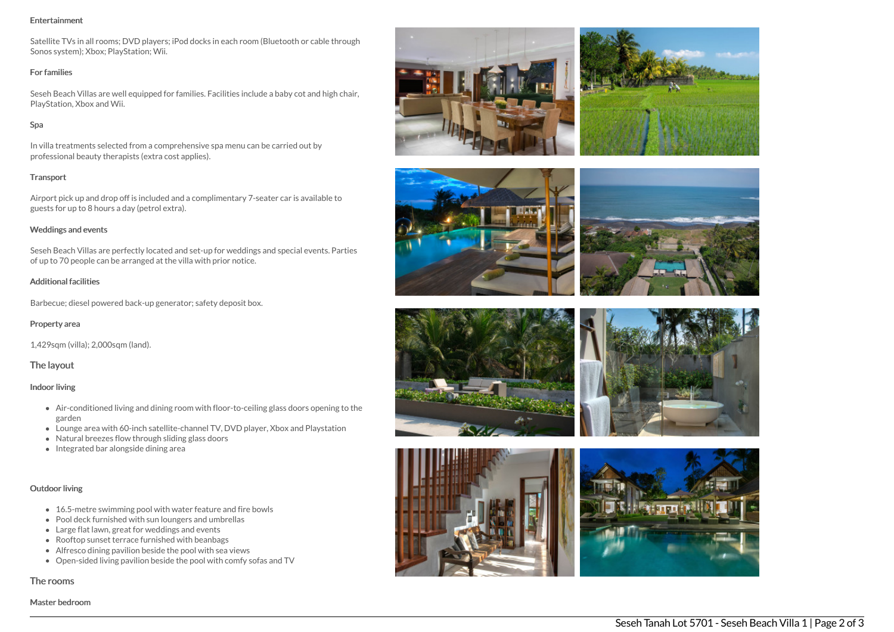#### Entertainment

Satellite TVs in all rooms; DVD players; iPod docks in each room (Bluetooth or cable through Sonos system); Xbox; PlayStation; Wii.

#### For families

Seseh Beach Villas are well equipped for families. Facilities include a baby cot and high chair, PlayStation, Xbox and Wii.

#### Spa

In villa treatments selected from a comprehensive spa menu can be carried out by professional beauty therapists (extra cost applies).

#### Transport

Airport pick up and drop off is included and a complimentary 7-seater car is available to guests for up to 8 hours a day (petrol extra).

#### Weddings and events

Seseh Beach Villas are perfectly located and set-up for weddings and special events. Parties of up to 70 people can be arranged at the villa with prior notice.

#### Additional facilities

Barbecue; diesel powered back-up generator; safety deposit box.

#### Property area

1,429sqm (villa); 2,000sqm (land).

### The layout

#### Indoor living

- Air-conditioned living and dining room with floor-to-ceiling glass doors opening to the garden
- Lounge area with 60-inch satellite-channel TV, DVD player, Xbox and Playstation
- Natural breezes flow through sliding glass doors
- Integrated bar alongside dining area

#### Outdoor living

- 16.5-metre swimming pool with water feature and fire bowls
- Pool deck furnished with sun loungers and umbrellas
- Large flat lawn, great for weddings and events
- Rooftop sunset terrace furnished with beanbags
- Alfresco dining pavilion beside the pool with sea views
- Open-sided living pavilion beside the pool with comfy sofas and TV

### The rooms

#### Master bedroom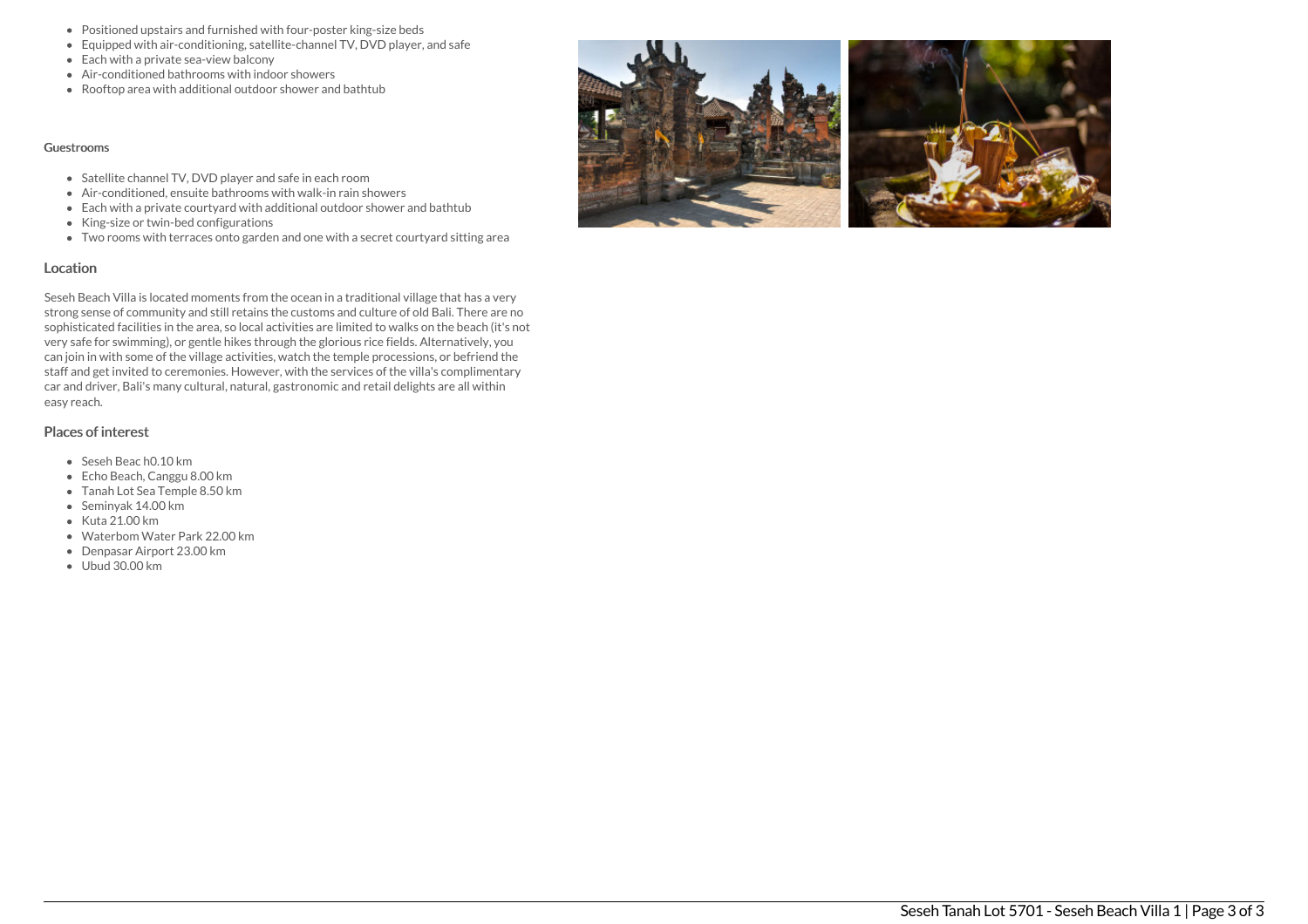- Positioned upstairs and furnished with four-poster king-size beds
- Equipped with air-conditioning, satellite-channel TV, DVD player, and safe
- Each with a private sea-view balcony
- Air-conditioned bathrooms with indoor showers
- Rooftop area with additional outdoor shower and bathtub

#### Guestrooms

- Satellite channel TV, DVD player and safe in each room
- Air-conditioned, ensuite bathrooms with walk-in rain showers
- Each with a private courtyard with additional outdoor shower and bathtub
- King-size or twin-bed configurations
- Two rooms with terraces onto garden and one with a secret courtyard sitting area

### Location

Seseh Beach Villa is located moments from the ocean in a traditional village that has a very strong sense of community and still retains the customs and culture of old Bali. There are no sophisticated facilities in the area, so local activities are limited to walks on the beach (it's not very safe for swimming), or gentle hikes through the glorious rice fields. Alternatively, you can join in with some of the village activities, watch the temple processions, or befriend the staff and get invited to ceremonies. However, with the services of the villa's complimentary car and driver, Bali's many cultural, natural, gastronomic and retail delights are all within easy reach.

### Places of interest

- Seseh Beac h0.10 km
- Echo Beach, Canggu 8.00 km
- Tanah Lot Sea Temple 8.50 km
- Seminyak 14.00 km
- Kuta 21.00 km
- Waterbom Water Park 22.00 km
- Denpasar Airport 23.00 km
- Ubud 30.00 km